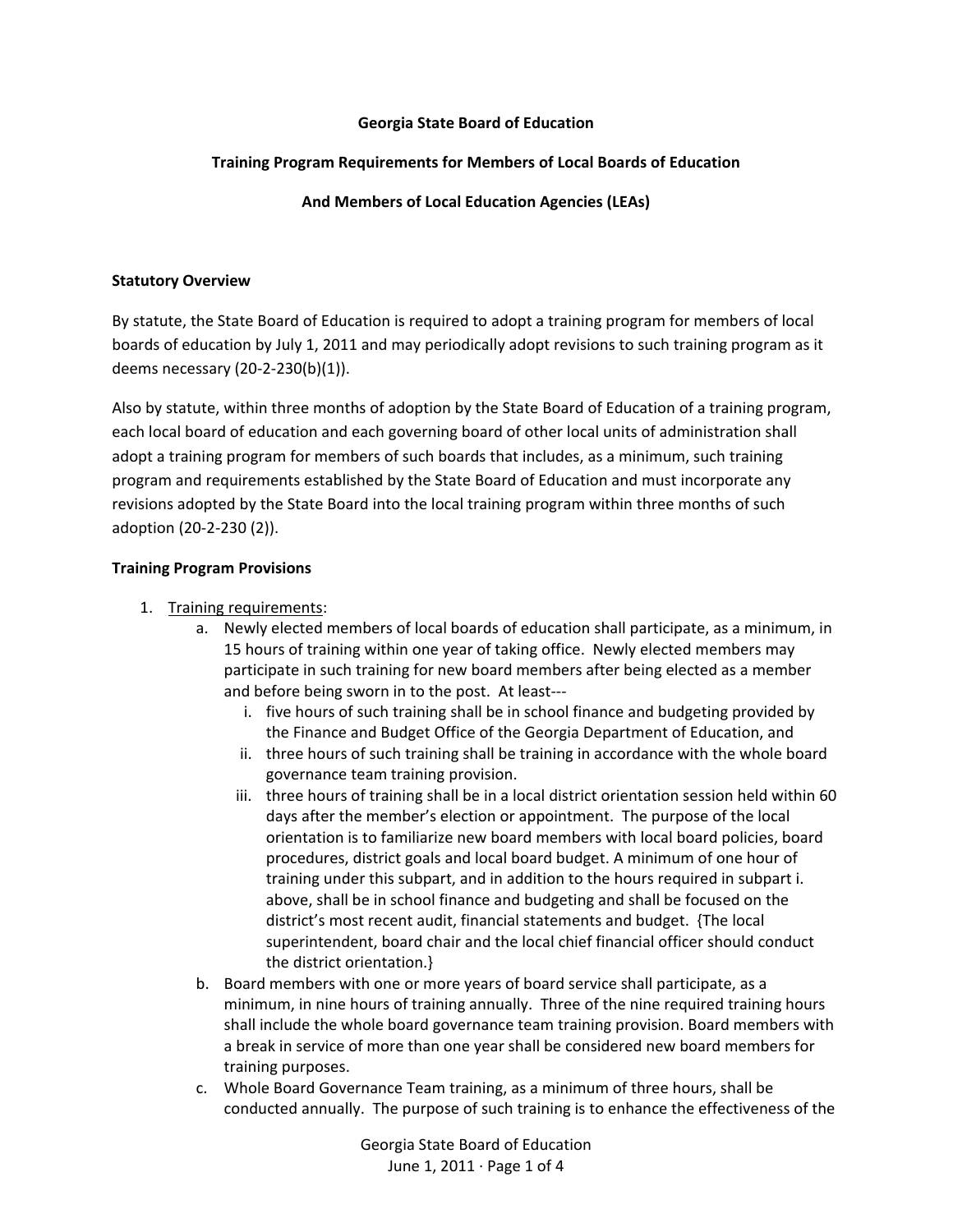**Georgia State Board of Education**

**Training Program Requirements for Members of Local Boards of Education**

**And Members of Local Education Agencies (LEAs)**

**Statutory Overview**

By statute, the State Board of Education is required to adopt a training program for members of local boards of education by July 1, 2011 and may periodically adopt revisions to such training program as it deems necessary (20-2-230(b)(1)).

Also by statute, within three months of adoption by the State Board of Education of a training program, each local board of education and each governing board of other local units of administration shall adopt a training program for members of such boards that includes, as a minimum, such training program and requirements established by the State Board of Education and must incorporate any revisions adopted by the State Board into the local training program within three months of such adoption (20-2-230 (2)).

**Training Program Provisions**

1. Training requirements:
   a. Newly elected members of local boards of education shall participate, as a minimum, in 15 hours of training within one year of taking office. Newly elected members may participate in such training for new board members after being elected as a member and before being sworn in to the post. At least---
      i. five hours of such training shall be in school finance and budgeting provided by the Finance and Budget Office of the Georgia Department of Education, and
      ii. three hours of such training shall be training in accordance with the whole board governance team training provision.
      iii. three hours of training shall be in a local district orientation session held within 60 days after the member's election or appointment. The purpose of the local orientation is to familiarize new board members with local board policies, board procedures, district goals and local board budget. A minimum of one hour of training under this subpart, and in addition to the hours required in subpart i. above, shall be in school finance and budgeting and shall be focused on the district's most recent audit, financial statements and budget. {The local superintendent, board chair and the local chief financial officer should conduct the district orientation.}
   b. Board members with one or more years of board service shall participate, as a minimum, in nine hours of training annually. Three of the nine required training hours shall include the whole board governance team training provision. Board members with a break in service of more than one year shall be considered new board members for training purposes.
   c. Whole Board Governance Team training, as a minimum of three hours, shall be conducted annually. The purpose of such training is to enhance the effectiveness of the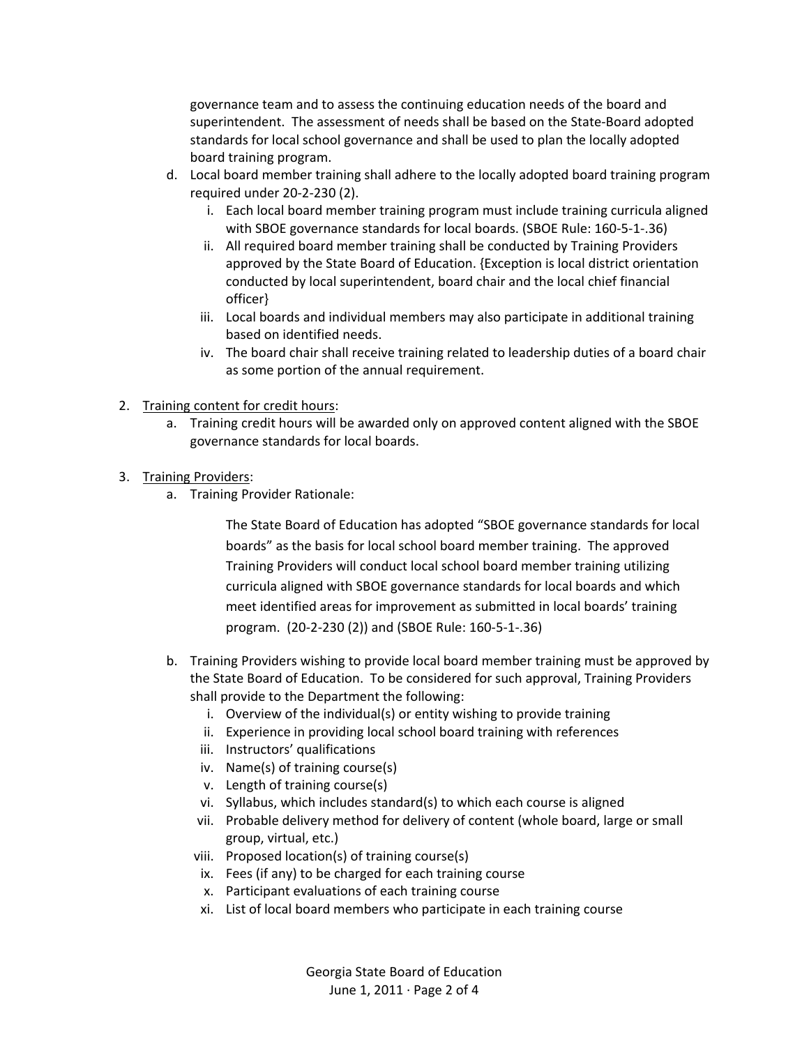governance team and to assess the continuing education needs of the board and superintendent. The assessment of needs shall be based on the State-Board adopted standards for local school governance and shall be used to plan the locally adopted board training program.

d. Local board member training shall adhere to the locally adopted board training program required under 20-2-230 (2).
    i. Each local board member training program must include training curricula aligned with SBOE governance standards for local boards. (SBOE Rule: 160-5-1-.36)
    ii. All required board member training shall be conducted by Training Providers approved by the State Board of Education. {Exception is local district orientation conducted by local superintendent, board chair and the local chief financial officer}
    iii. Local boards and individual members may also participate in additional training based on identified needs.
    iv. The board chair shall receive training related to leadership duties of a board chair as some portion of the annual requirement.

2. Training content for credit hours:
    a. Training credit hours will be awarded only on approved content aligned with the SBOE governance standards for local boards.

3. Training Providers:
    a. Training Provider Rationale:

        The State Board of Education has adopted "SBOE governance standards for local boards" as the basis for local school board member training. The approved Training Providers will conduct local school board member training utilizing curricula aligned with SBOE governance standards for local boards and which meet identified areas for improvement as submitted in local boards' training program. (20-2-230 (2)) and (SBOE Rule: 160-5-1-.36)

    b. Training Providers wishing to provide local board member training must be approved by the State Board of Education. To be considered for such approval, Training Providers shall provide to the Department the following:
        i. Overview of the individual(s) or entity wishing to provide training
        ii. Experience in providing local school board training with references
        iii. Instructors' qualifications
        iv. Name(s) of training course(s)
        v. Length of training course(s)
        vi. Syllabus, which includes standard(s) to which each course is aligned
        vii. Probable delivery method for delivery of content (whole board, large or small group, virtual, etc.)
        viii. Proposed location(s) of training course(s)
        ix. Fees (if any) to be charged for each training course
        x. Participant evaluations of each training course
        xi. List of local board members who participate in each training course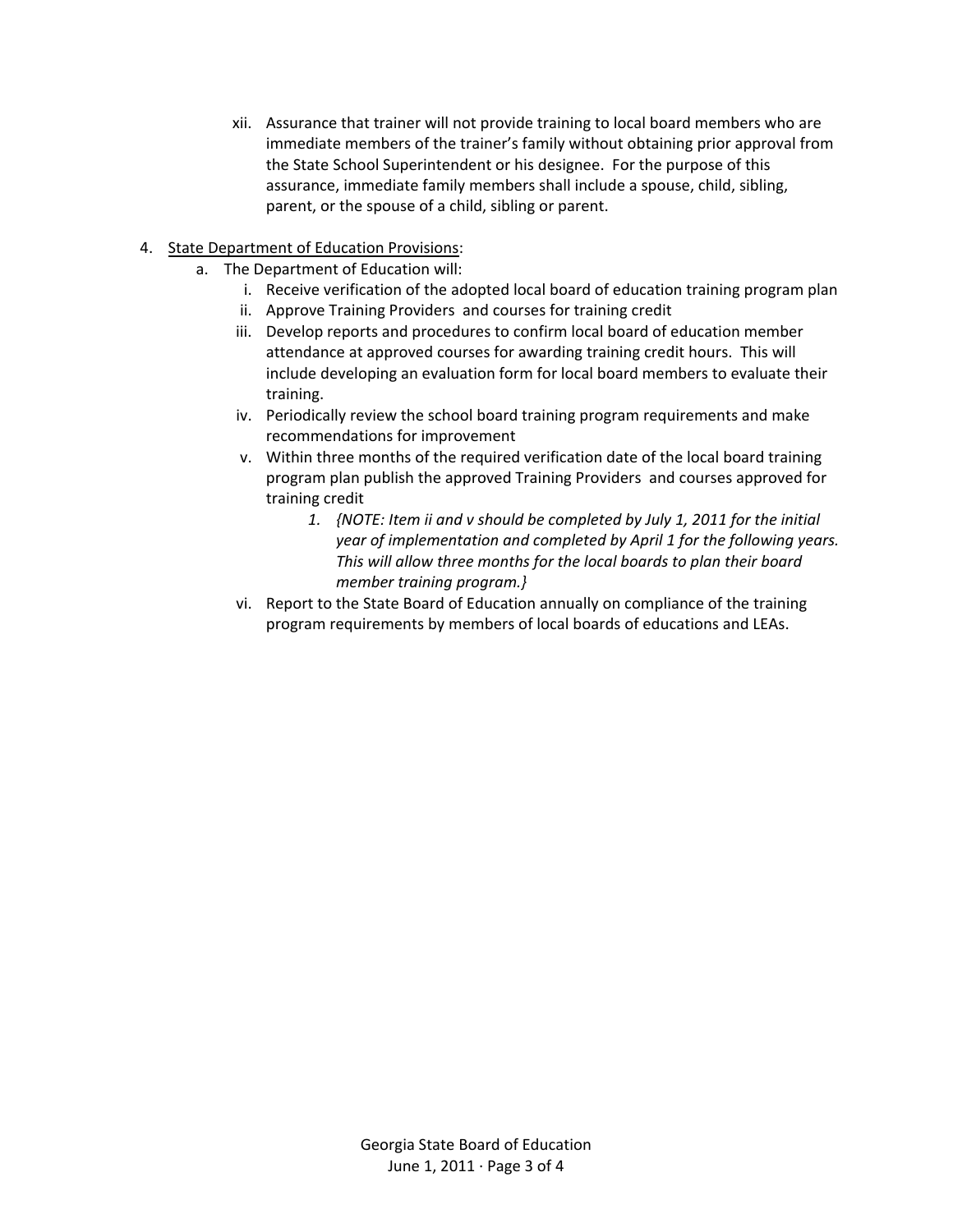xii. Assurance that trainer will not provide training to local board members who are immediate members of the trainer's family without obtaining prior approval from the State School Superintendent or his designee. For the purpose of this assurance, immediate family members shall include a spouse, child, sibling, parent, or the spouse of a child, sibling or parent.

4. <u>State Department of Education Provisions</u>:
   a. The Department of Education will:
      i. Receive verification of the adopted local board of education training program plan
      ii. Approve Training Providers and courses for training credit
      iii. Develop reports and procedures to confirm local board of education member attendance at approved courses for awarding training credit hours. This will include developing an evaluation form for local board members to evaluate their training.
      iv. Periodically review the school board training program requirements and make recommendations for improvement
      v. Within three months of the required verification date of the local board training program plan publish the approved Training Providers and courses approved for training credit
         1. *{NOTE: Item ii and v should be completed by July 1, 2011 for the initial year of implementation and completed by April 1 for the following years. This will allow three months for the local boards to plan their board member training program.}*
      vi. Report to the State Board of Education annually on compliance of the training program requirements by members of local boards of educations and LEAs.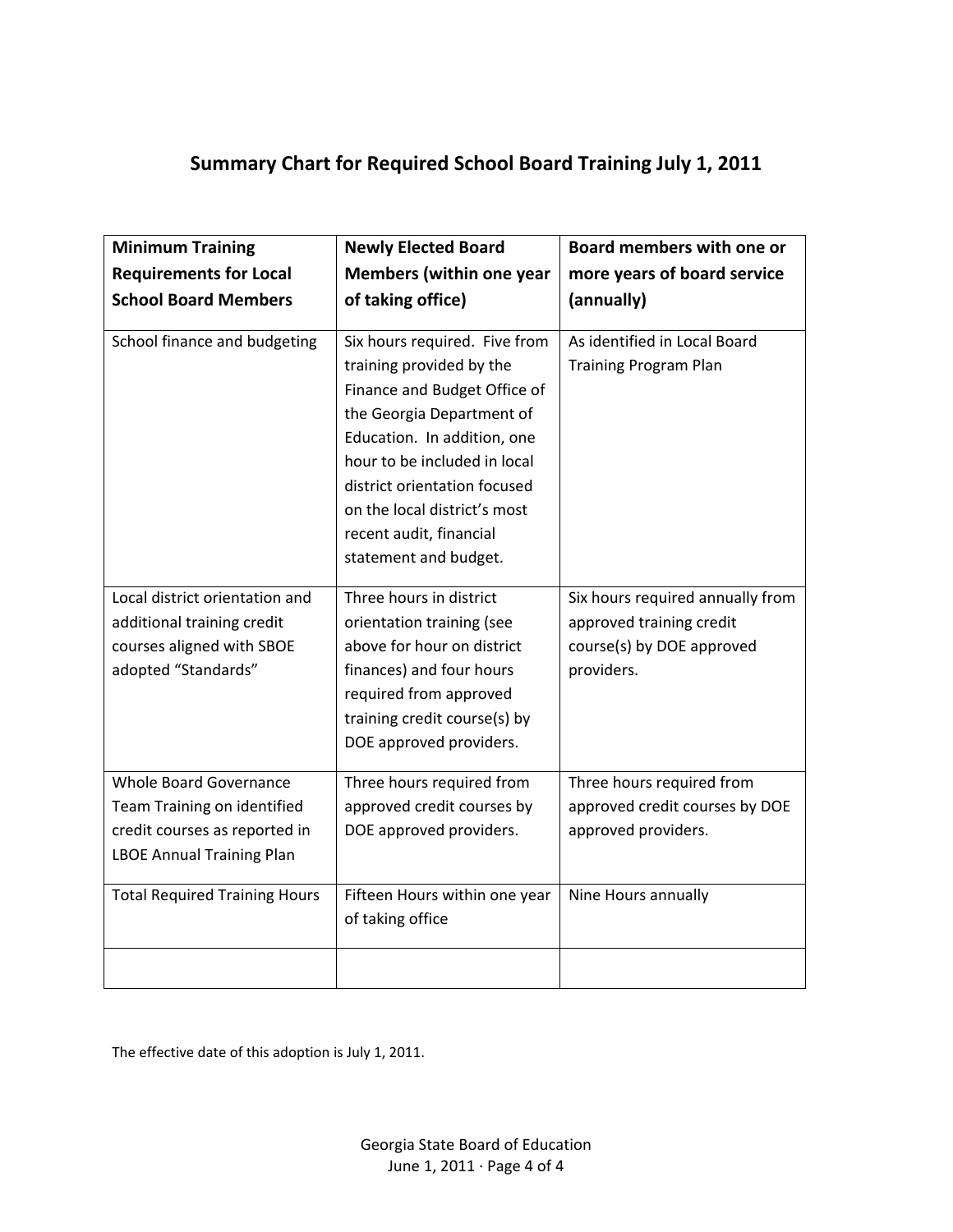## Summary Chart for Required School Board Training July 1, 2011

| Minimum Training Requirements for Local School Board Members | Newly Elected Board Members (within one year of taking office) | Board members with one or more years of board service (annually) |
|---|---|---|
| School finance and budgeting | Six hours required. Five from training provided by the Finance and Budget Office of the Georgia Department of Education. In addition, one hour to be included in local district orientation focused on the local district's most recent audit, financial statement and budget. | As identified in Local Board Training Program Plan |
| Local district orientation and additional training credit courses aligned with SBOE adopted "Standards" | Three hours in district orientation training (see above for hour on district finances) and four hours required from approved training credit course(s) by DOE approved providers. | Six hours required annually from approved training credit course(s) by DOE approved providers. |
| Whole Board Governance Team Training on identified credit courses as reported in LBOE Annual Training Plan | Three hours required from approved credit courses by DOE approved providers. | Three hours required from approved credit courses by DOE approved providers. |
| Total Required Training Hours | Fifteen Hours within one year of taking office | Nine Hours annually |
| | | |

The effective date of this adoption is July 1, 2011.

Georgia State Board of Education
June 1, 2011